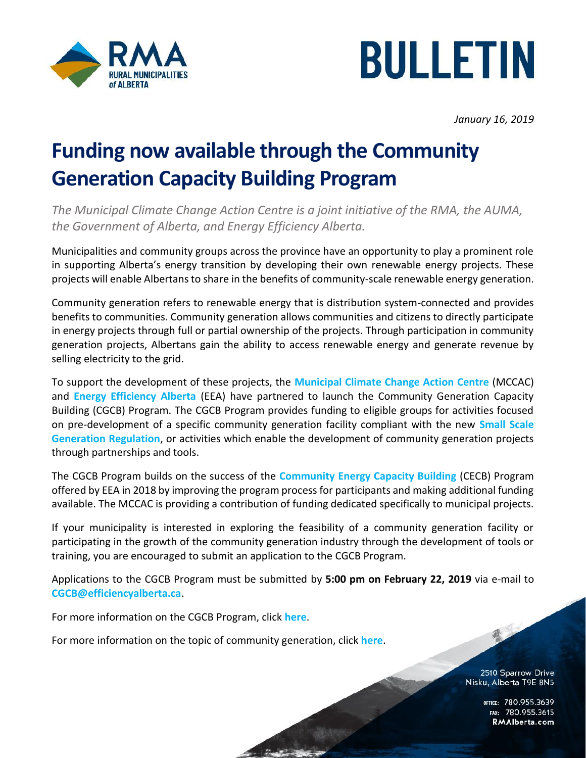# BULLETIN

*January 16, 2019*

# Funding now available through the Community Generation Capacity Building Program

*The Municipal Climate Change Action Centre is a joint initiative of the RMA, the AUMA, the Government of Alberta, and Energy Efficiency Alberta.*

Municipalities and community groups across the province have an opportunity to play a prominent role in supporting Alberta's energy transition by developing their own renewable energy projects. These projects will enable Albertans to share in the benefits of community-scale renewable energy generation.

Community generation refers to renewable energy that is distribution system-connected and provides benefits to communities. Community generation allows communities and citizens to directly participate in energy projects through full or partial ownership of the projects. Through participation in community generation projects, Albertans gain the ability to access renewable energy and generate revenue by selling electricity to the grid.

To support the development of these projects, the **Municipal Climate Change Action Centre** (MCCAC) and **Energy Efficiency Alberta** (EEA) have partnered to launch the Community Generation Capacity Building (CGCB) Program. The CGCB Program provides funding to eligible groups for activities focused on pre-development of a specific community generation facility compliant with the new **Small Scale Generation Regulation**, or activities which enable the development of community generation projects through partnerships and tools.

The CGCB Program builds on the success of the **Community Energy Capacity Building** (CECB) Program offered by EEA in 2018 by improving the program process for participants and making additional funding available. The MCCAC is providing a contribution of funding dedicated specifically to municipal projects.

If your municipality is interested in exploring the feasibility of a community generation facility or participating in the growth of the community generation industry through the development of tools or training, you are encouraged to submit an application to the CGCB Program.

Applications to the CGCB Program must be submitted by **5:00 pm on February 22, 2019** via e-mail to **CGCB@efficiencyalberta.ca**.

For more information on the CGCB Program, click **here**.

For more information on the topic of community generation, click **here**.

2510 Sparrow Drive
Nisku, Alberta T9E 8N5

OFFICE: 780.955.3639
FAX: 780.955.3615
RMAlberta.com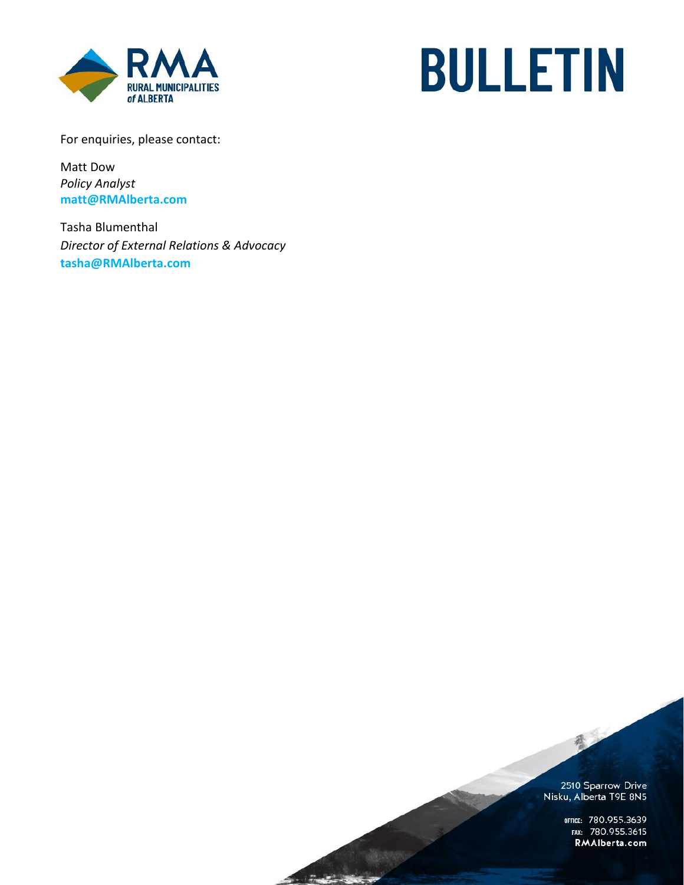# BULLETIN

For enquiries, please contact:

Matt Dow
*Policy Analyst*
**matt@RMAlberta.com**

Tasha Blumenthal
*Director of External Relations & Advocacy*
**tasha@RMAlberta.com**

2510 Sparrow Drive
Nisku, Alberta T9E 8N5

OFFICE: 780.955.3639
FAX: 780.955.3615
**RMAlberta.com**